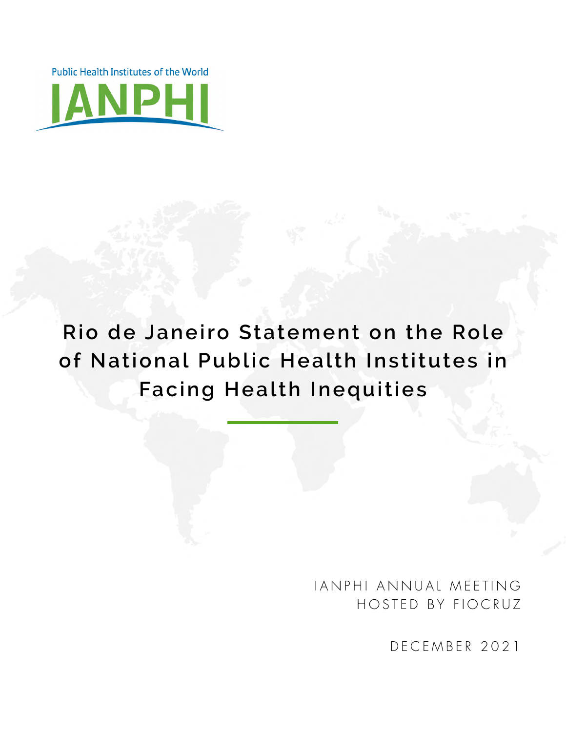Public Health Institutes of the World

IANPHI

# Rio de Janeiro Statement on the Role of National Public Health Institutes in Facing Health Inequities

IANPHI ANNUAL MEETING
HOSTED BY FIOCRUZ

DECEMBER 2021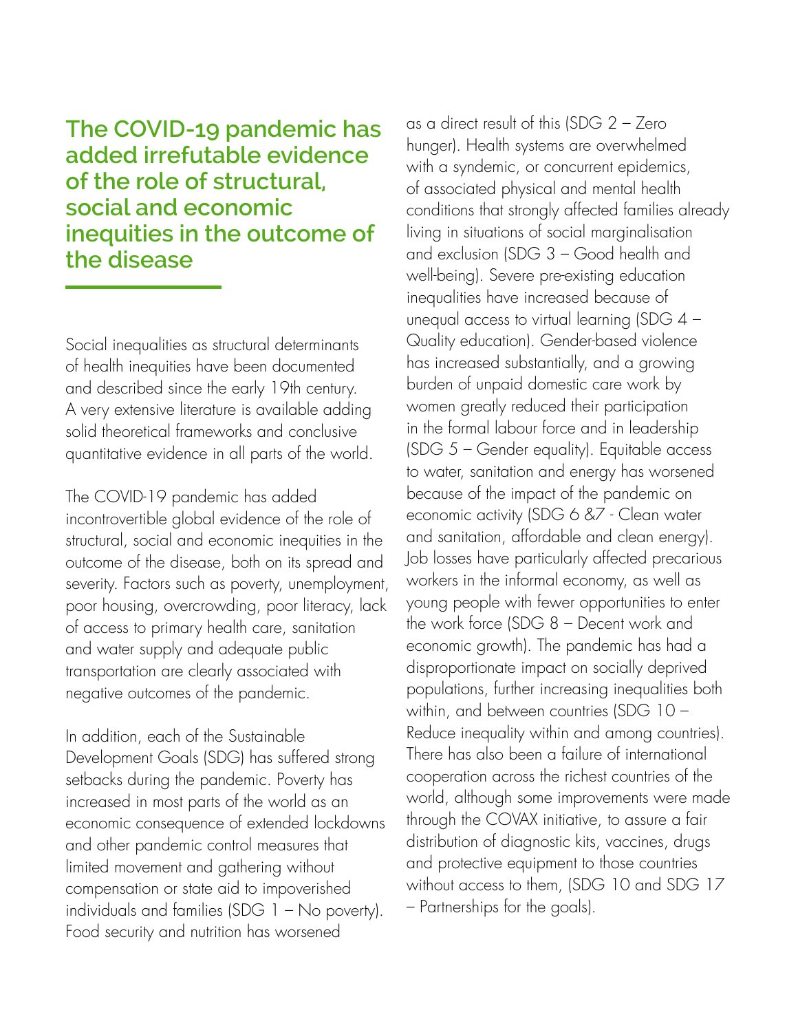## The COVID-19 pandemic has added irrefutable evidence of the role of structural, social and economic inequities in the outcome of the disease

Social inequalities as structural determinants of health inequities have been documented and described since the early 19th century. A very extensive literature is available adding solid theoretical frameworks and conclusive quantitative evidence in all parts of the world.

The COVID-19 pandemic has added incontrovertible global evidence of the role of structural, social and economic inequities in the outcome of the disease, both on its spread and severity. Factors such as poverty, unemployment, poor housing, overcrowding, poor literacy, lack of access to primary health care, sanitation and water supply and adequate public transportation are clearly associated with negative outcomes of the pandemic.

In addition, each of the Sustainable Development Goals (SDG) has suffered strong setbacks during the pandemic. Poverty has increased in most parts of the world as an economic consequence of extended lockdowns and other pandemic control measures that limited movement and gathering without compensation or state aid to impoverished individuals and families (SDG 1 – No poverty). Food security and nutrition has worsened as a direct result of this (SDG 2 – Zero hunger). Health systems are overwhelmed with a syndemic, or concurrent epidemics, of associated physical and mental health conditions that strongly affected families already living in situations of social marginalisation and exclusion (SDG 3 – Good health and well-being). Severe pre-existing education inequalities have increased because of unequal access to virtual learning (SDG 4 – Quality education). Gender-based violence has increased substantially, and a growing burden of unpaid domestic care work by women greatly reduced their participation in the formal labour force and in leadership (SDG 5 – Gender equality). Equitable access to water, sanitation and energy has worsened because of the impact of the pandemic on economic activity (SDG 6 &7 - Clean water and sanitation, affordable and clean energy). Job losses have particularly affected precarious workers in the informal economy, as well as young people with fewer opportunities to enter the work force (SDG 8 – Decent work and economic growth). The pandemic has had a disproportionate impact on socially deprived populations, further increasing inequalities both within, and between countries (SDG 10 – Reduce inequality within and among countries). There has also been a failure of international cooperation across the richest countries of the world, although some improvements were made through the COVAX initiative, to assure a fair distribution of diagnostic kits, vaccines, drugs and protective equipment to those countries without access to them, (SDG 10 and SDG 17 – Partnerships for the goals).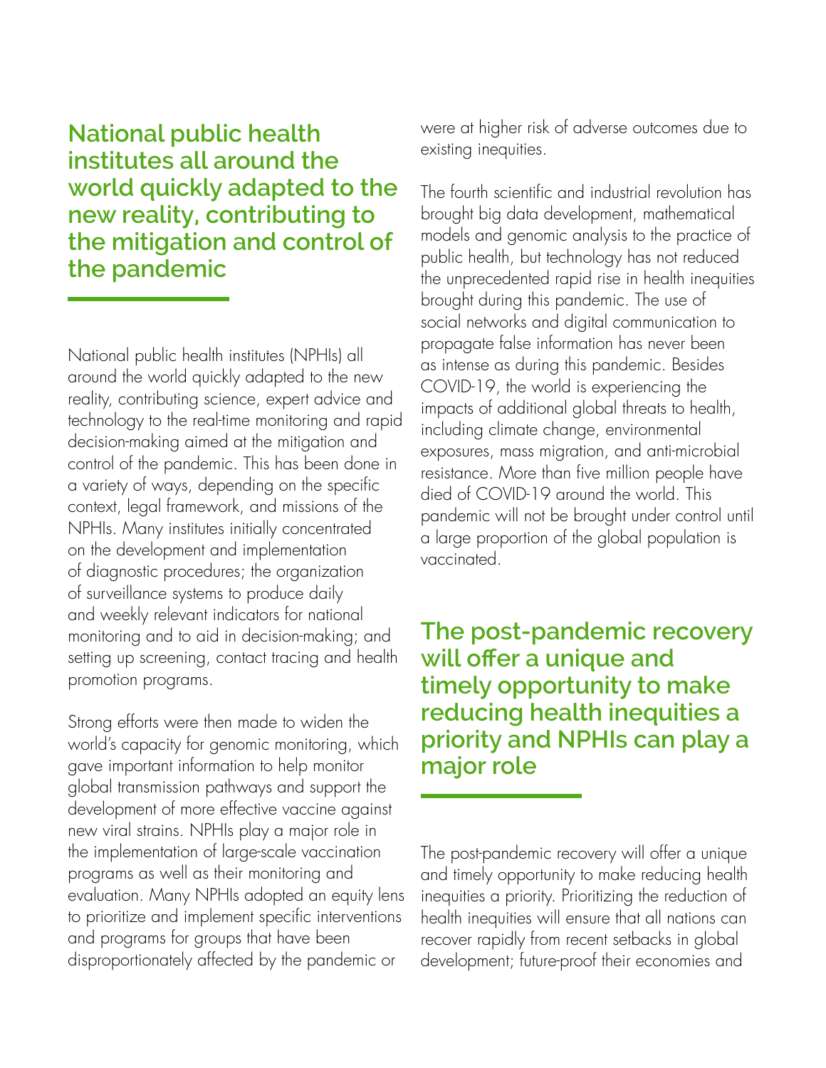## National public health institutes all around the world quickly adapted to the new reality, contributing to the mitigation and control of the pandemic

National public health institutes (NPHIs) all around the world quickly adapted to the new reality, contributing science, expert advice and technology to the real-time monitoring and rapid decision-making aimed at the mitigation and control of the pandemic. This has been done in a variety of ways, depending on the specific context, legal framework, and missions of the NPHIs. Many institutes initially concentrated on the development and implementation of diagnostic procedures; the organization of surveillance systems to produce daily and weekly relevant indicators for national monitoring and to aid in decision-making; and setting up screening, contact tracing and health promotion programs.

Strong efforts were then made to widen the world's capacity for genomic monitoring, which gave important information to help monitor global transmission pathways and support the development of more effective vaccine against new viral strains. NPHIs play a major role in the implementation of large-scale vaccination programs as well as their monitoring and evaluation. Many NPHIs adopted an equity lens to prioritize and implement specific interventions and programs for groups that have been disproportionately affected by the pandemic or were at higher risk of adverse outcomes due to existing inequities.

The fourth scientific and industrial revolution has brought big data development, mathematical models and genomic analysis to the practice of public health, but technology has not reduced the unprecedented rapid rise in health inequities brought during this pandemic. The use of social networks and digital communication to propagate false information has never been as intense as during this pandemic. Besides COVID-19, the world is experiencing the impacts of additional global threats to health, including climate change, environmental exposures, mass migration, and anti-microbial resistance. More than five million people have died of COVID-19 around the world. This pandemic will not be brought under control until a large proportion of the global population is vaccinated.

## The post-pandemic recovery will offer a unique and timely opportunity to make reducing health inequities a priority and NPHIs can play a major role

The post-pandemic recovery will offer a unique and timely opportunity to make reducing health inequities a priority. Prioritizing the reduction of health inequities will ensure that all nations can recover rapidly from recent setbacks in global development; future-proof their economies and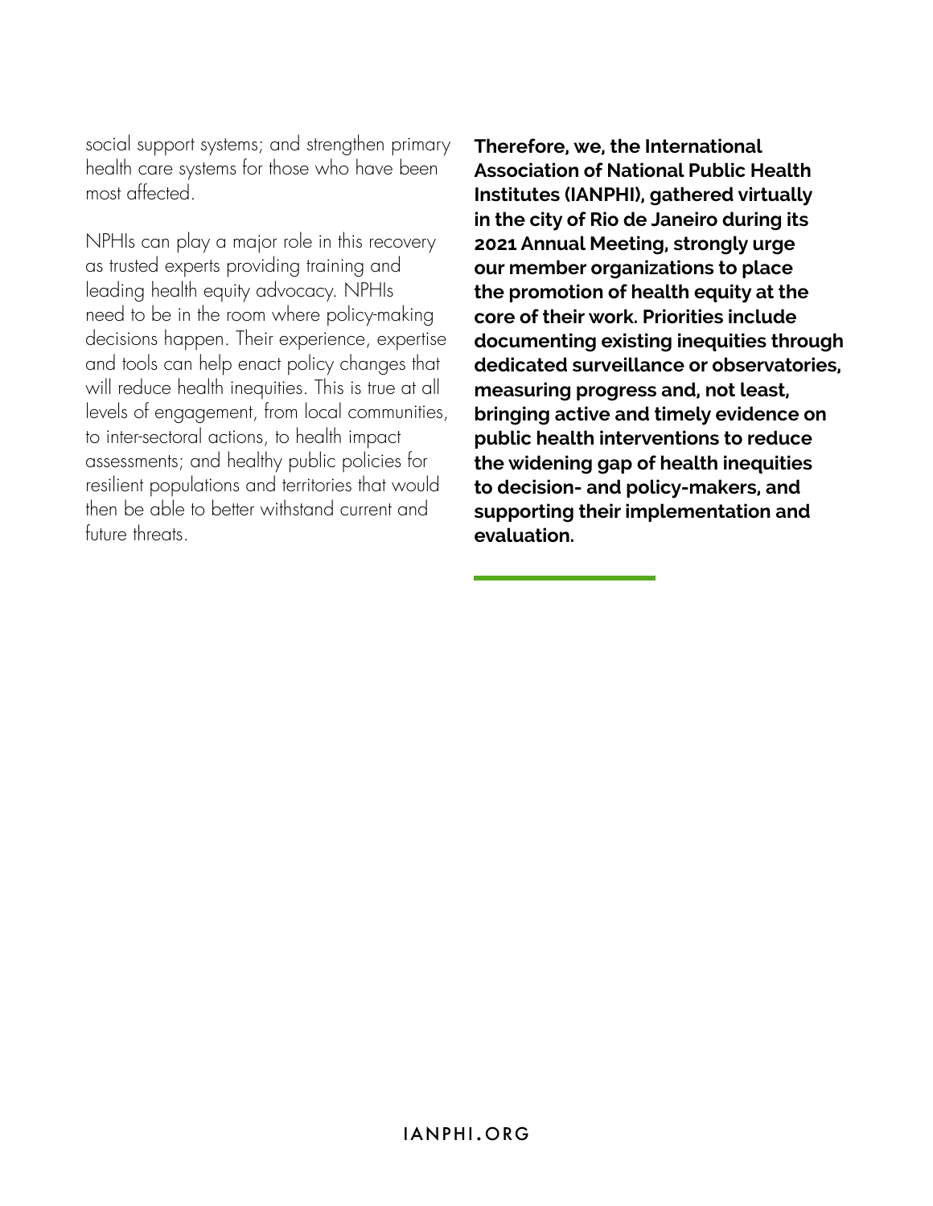social support systems; and strengthen primary health care systems for those who have been most affected.

NPHIs can play a major role in this recovery as trusted experts providing training and leading health equity advocacy. NPHIs need to be in the room where policy-making decisions happen. Their experience, expertise and tools can help enact policy changes that will reduce health inequities. This is true at all levels of engagement, from local communities, to inter-sectoral actions, to health impact assessments; and healthy public policies for resilient populations and territories that would then be able to better withstand current and future threats.

**Therefore, we, the International Association of National Public Health Institutes (IANPHI), gathered virtually in the city of Rio de Janeiro during its 2021 Annual Meeting, strongly urge our member organizations to place the promotion of health equity at the core of their work. Priorities include documenting existing inequities through dedicated surveillance or observatories, measuring progress and, not least, bringing active and timely evidence on public health interventions to reduce the widening gap of health inequities to decision- and policy-makers, and supporting their implementation and evaluation.**